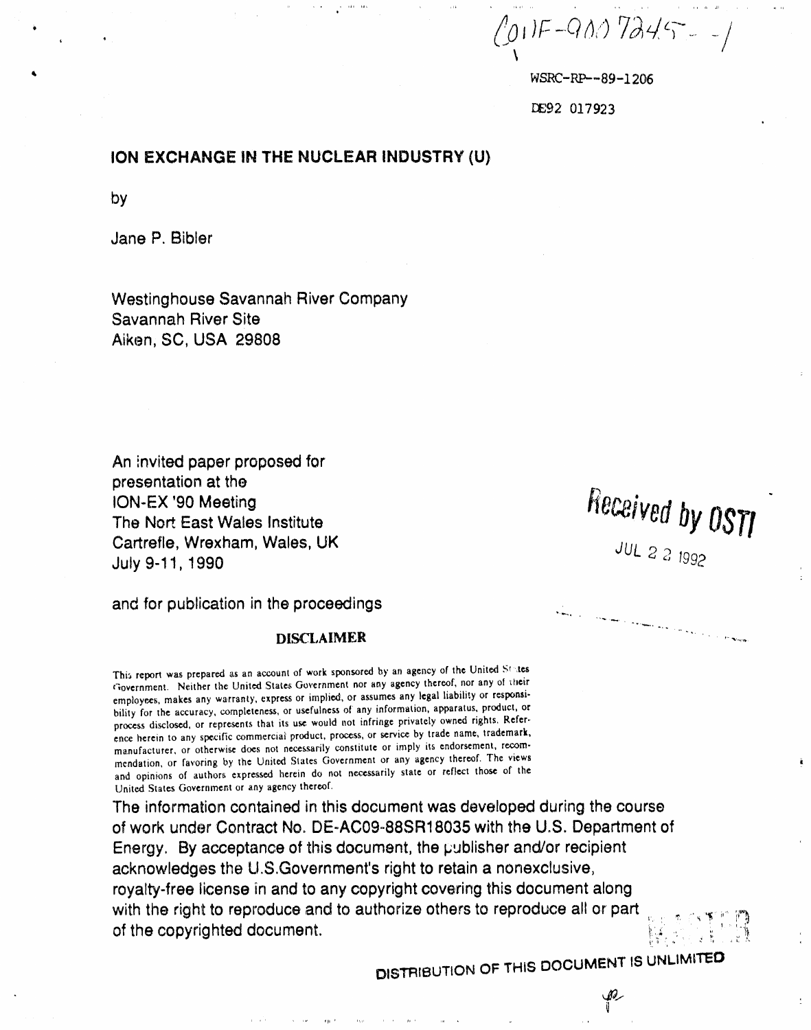CONF-9007245--1

WSRC-RP--89-1206

DE92 017923

# ION EXCHANGE IN THE NUCLEAR INDUSTRY (U)

by

Jane P. Bibler

Westinghouse Savannah River Company
Savannah River Site
Aiken, SC, USA 29808

An invited paper proposed for presentation at the
ION-EX '90 Meeting
The Nort East Wales Institute
Cartrefle, Wrexham, Wales, UK
July 9-11, 1990

and for publication in the proceedings

Received by OSTI

JUL 2 2 1992

**DISCLAIMER**

This report was prepared as an account of work sponsored by an agency of the United States Government. Neither the United States Government nor any agency thereof, nor any of their employees, makes any warranty, express or implied, or assumes any legal liability or responsibility for the accuracy, completeness, or usefulness of any information, apparatus, product, or process disclosed, or represents that its use would not infringe privately owned rights. Reference herein to any specific commercial product, process, or service by trade name, trademark, manufacturer, or otherwise does not necessarily constitute or imply its endorsement, recommendation, or favoring by the United States Government or any agency thereof. The views and opinions of authors expressed herein do not necessarily state or reflect those of the United States Government or any agency thereof.

The information contained in this document was developed during the course of work under Contract No. DE-AC09-88SR18035 with the U.S. Department of Energy. By acceptance of this document, the publisher and/or recipient acknowledges the U.S.Government's right to retain a nonexclusive, royalty-free license in and to any copyright covering this document along with the right to reproduce and to authorize others to reproduce all or part of the copyrighted document.

DISTRIBUTION OF THIS DOCUMENT IS UNLIMITED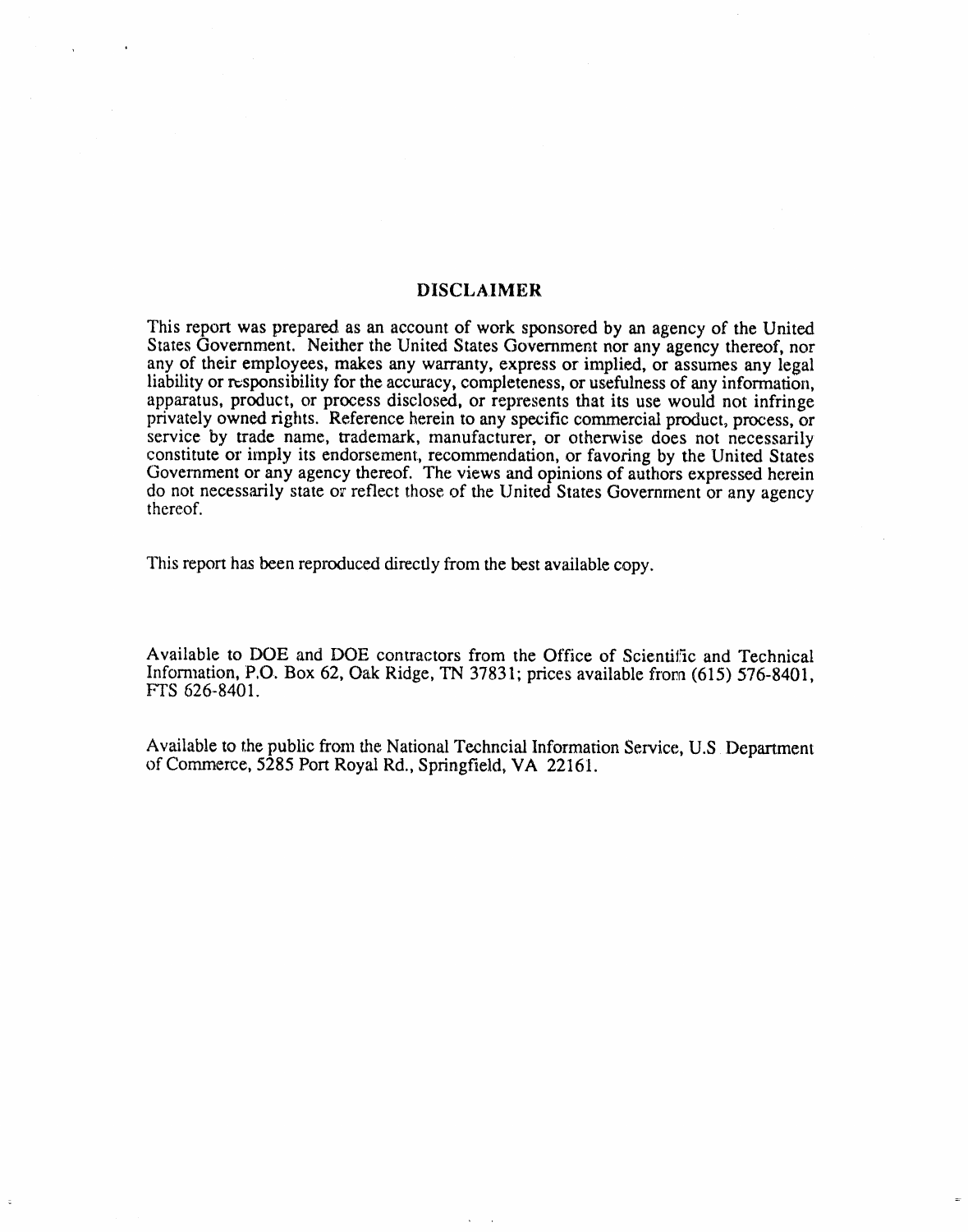## DISCLAIMER

This report was prepared as an account of work sponsored by an agency of the United States Government. Neither the United States Government nor any agency thereof, nor any of their employees, makes any warranty, express or implied, or assumes any legal liability or responsibility for the accuracy, completeness, or usefulness of any information, apparatus, product, or process disclosed, or represents that its use would not infringe privately owned rights. Reference herein to any specific commercial product, process, or service by trade name, trademark, manufacturer, or otherwise does not necessarily constitute or imply its endorsement, recommendation, or favoring by the United States Government or any agency thereof. The views and opinions of authors expressed herein do not necessarily state or reflect those of the United States Government or any agency thereof.

This report has been reproduced directly from the best available copy.

Available to DOE and DOE contractors from the Office of Scientific and Technical Information, P.O. Box 62, Oak Ridge, TN 37831; prices available from (615) 576-8401, FTS 626-8401.

Available to the public from the National Techncial Information Service, U.S. Department of Commerce, 5285 Port Royal Rd., Springfield, VA 22161.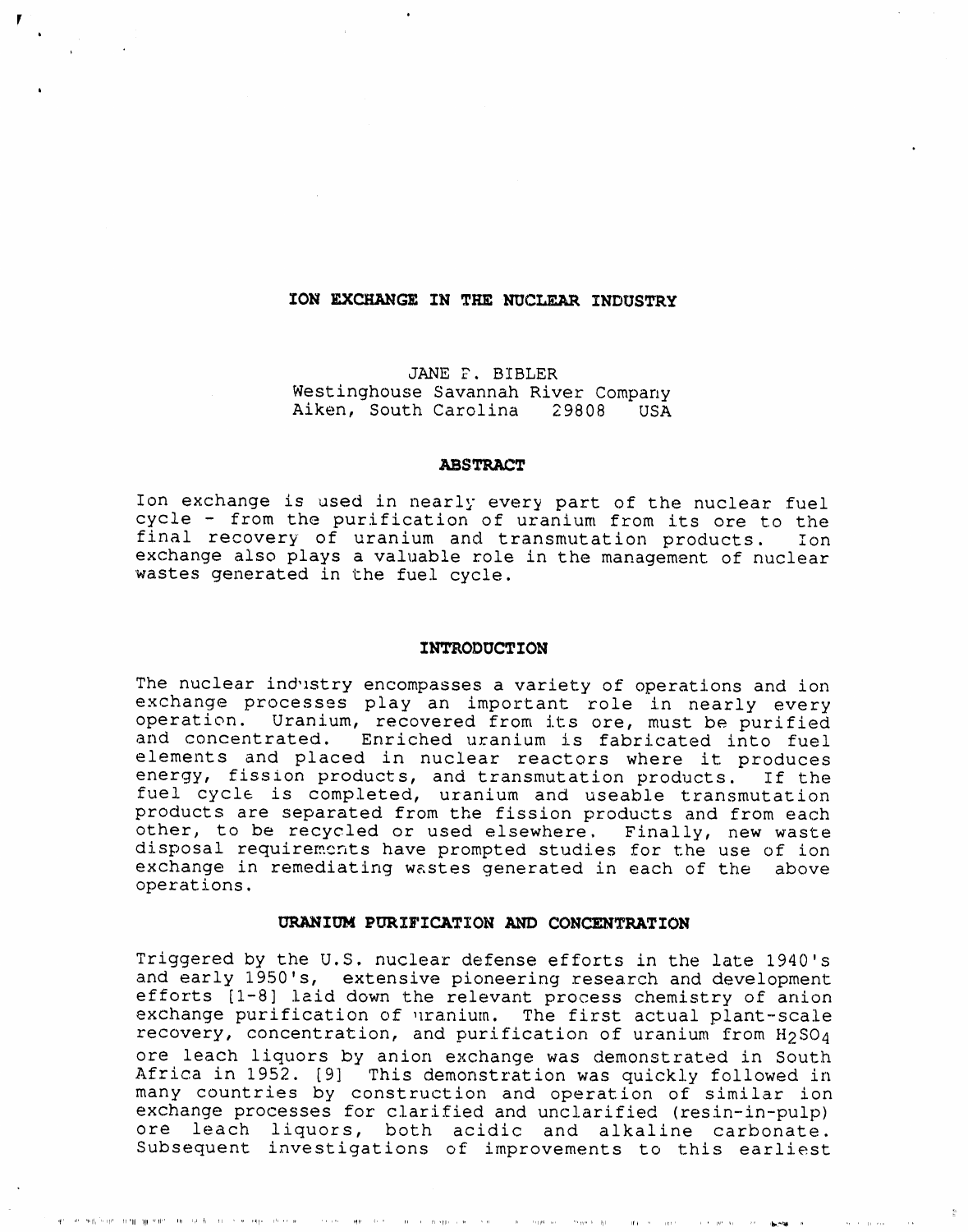# ION EXCHANGE IN THE NUCLEAR INDUSTRY

JANE P. BIBLER
Westinghouse Savannah River Company
Aiken, South Carolina 29808 USA

## ABSTRACT

Ion exchange is used in nearly every part of the nuclear fuel cycle - from the purification of uranium from its ore to the final recovery of uranium and transmutation products. Ion exchange also plays a valuable role in the management of nuclear wastes generated in the fuel cycle.

## INTRODUCTION

The nuclear industry encompasses a variety of operations and ion exchange processes play an important role in nearly every operation. Uranium, recovered from its ore, must be purified and concentrated. Enriched uranium is fabricated into fuel elements and placed in nuclear reactors where it produces energy, fission products, and transmutation products. If the fuel cycle is completed, uranium and useable transmutation products are separated from the fission products and from each other, to be recycled or used elsewhere. Finally, new waste disposal requirements have prompted studies for the use of ion exchange in remediating wastes generated in each of the above operations.

## URANIUM PURIFICATION AND CONCENTRATION

Triggered by the U.S. nuclear defense efforts in the late 1940's and early 1950's, extensive pioneering research and development efforts [1-8] laid down the relevant process chemistry of anion exchange purification of uranium. The first actual plant-scale recovery, concentration, and purification of uranium from $H_2SO_4$ ore leach liquors by anion exchange was demonstrated in South Africa in 1952. [9] This demonstration was quickly followed in many countries by construction and operation of similar ion exchange processes for clarified and unclarified (resin-in-pulp) ore leach liquors, both acidic and alkaline carbonate. Subsequent investigations of improvements to this earliest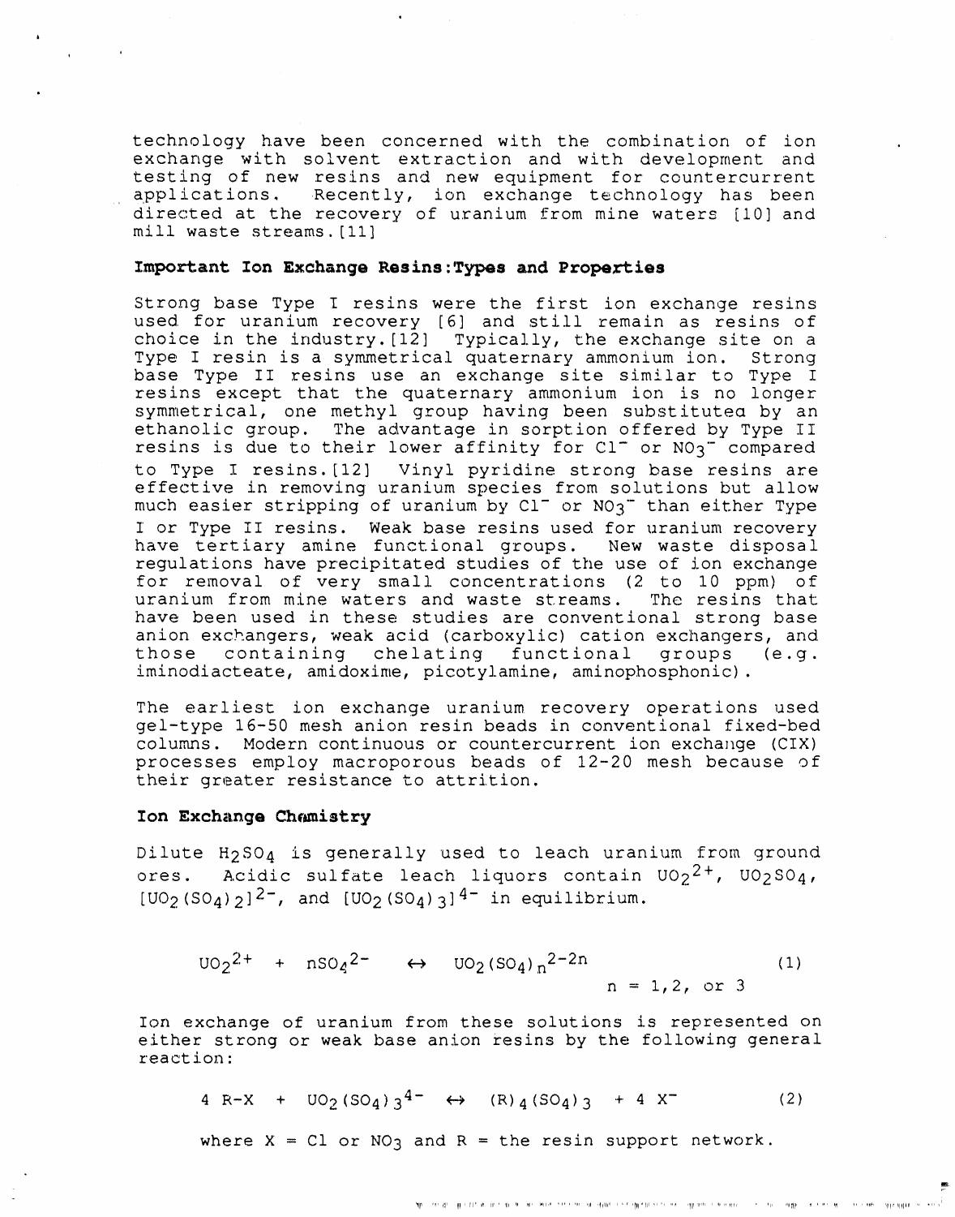technology have been concerned with the combination of ion exchange with solvent extraction and with development and testing of new resins and new equipment for countercurrent applications. Recently, ion exchange technology has been directed at the recovery of uranium from mine waters [10] and mill waste streams.[11]

### Important Ion Exchange Resins:Types and Properties

Strong base Type I resins were the first ion exchange resins used for uranium recovery [6] and still remain as resins of choice in the industry.[12] Typically, the exchange site on a Type I resin is a symmetrical quaternary ammonium ion. Strong base Type II resins use an exchange site similar to Type I resins except that the quaternary ammonium ion is no longer symmetrical, one methyl group having been substituted by an ethanolic group. The advantage in sorption offered by Type II resins is due to their lower affinity for $Cl^-$ or $NO_3^-$ compared to Type I resins.[12] Vinyl pyridine strong base resins are effective in removing uranium species from solutions but allow much easier stripping of uranium by $Cl^-$ or $NO_3^-$ than either Type I or Type II resins. Weak base resins used for uranium recovery have tertiary amine functional groups. New waste disposal regulations have precipitated studies of the use of ion exchange for removal of very small concentrations (2 to 10 ppm) of uranium from mine waters and waste streams. The resins that have been used in these studies are conventional strong base anion exchangers, weak acid (carboxylic) cation exchangers, and those containing chelating functional groups (e.g. iminodiacteate, amidoxime, picotylamine, aminophosphonic).

The earliest ion exchange uranium recovery operations used gel-type 16-50 mesh anion resin beads in conventional fixed-bed columns. Modern continuous or countercurrent ion exchange (CIX) processes employ macroporous beads of 12-20 mesh because of their greater resistance to attrition.

### Ion Exchange Chemistry

Dilute $H_2SO_4$ is generally used to leach uranium from ground ores. Acidic sulfate leach liquors contain $UO_2^{2+}$, $UO_2SO_4$, $[UO_2(SO_4)_2]^{2-}$, and $[UO_2(SO_4)_3]^{4-}$ in equilibrium.

$$UO_2^{2+} + nSO_4^{2-} \leftrightarrow UO_2(SO_4)_n^{2-2n} \qquad n = 1, 2, \text{ or } 3 \qquad (1)$$

Ion exchange of uranium from these solutions is represented on either strong or weak base anion resins by the following general reaction:

$$4\ R\text{-}X + UO_2(SO_4)_3^{4-} \leftrightarrow (R)_4(SO_4)_3 + 4\ X^- \qquad (2)$$

where X = Cl or $NO_3$ and R = the resin support network.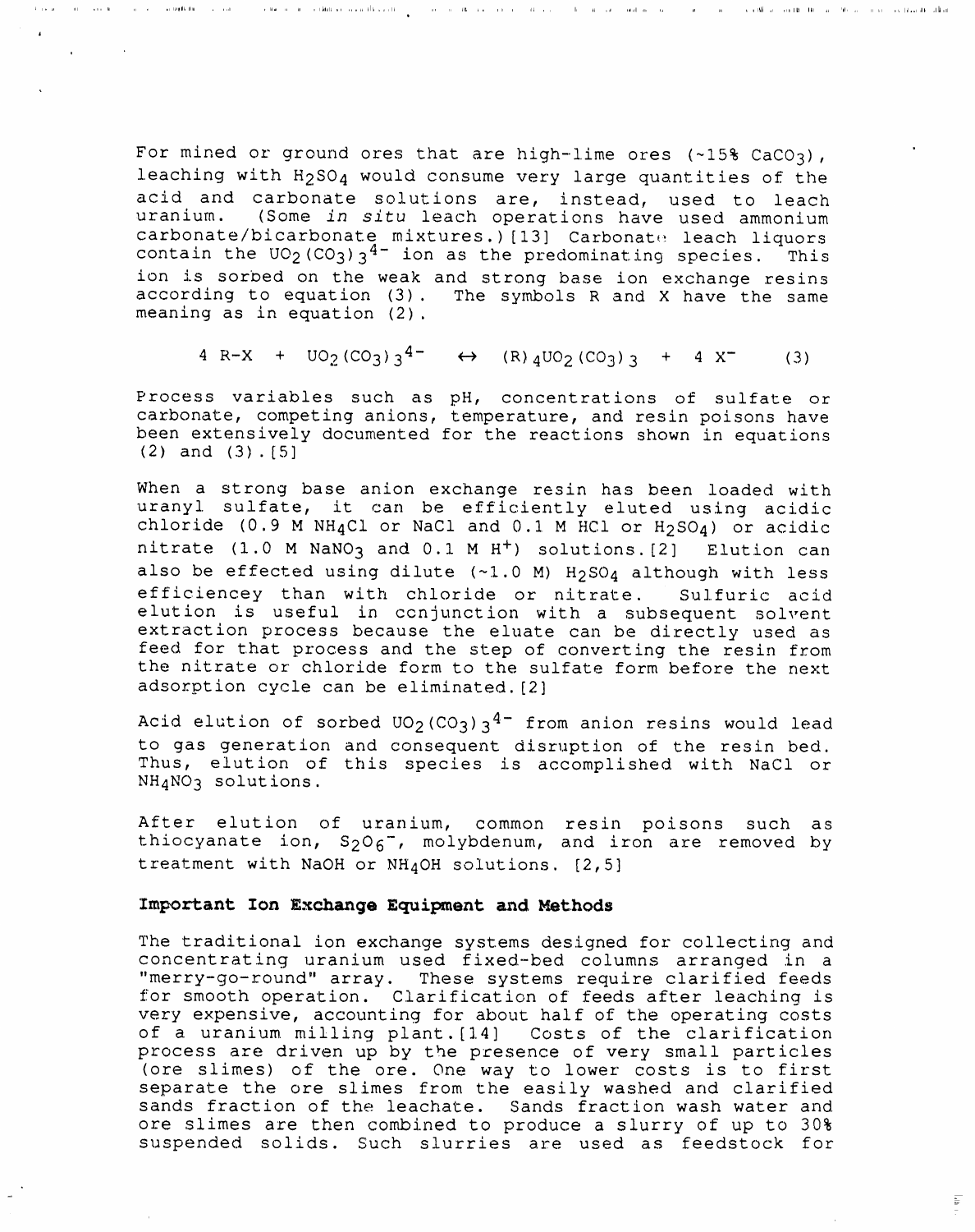For mined or ground ores that are high-lime ores (~15% $CaCO_3$), leaching with $H_2SO_4$ would consume very large quantities of the acid and carbonate solutions are, instead, used to leach uranium. (Some *in situ* leach operations have used ammonium carbonate/bicarbonate mixtures.)[13] Carbonate leach liquors contain the $UO_2(CO_3)_3^{4-}$ ion as the predominating species. This ion is sorbed on the weak and strong base ion exchange resins according to equation (3). The symbols R and X have the same meaning as in equation (2).

$$4\ R\text{-}X\ +\ UO_2(CO_3)_3^{4-}\ \leftrightarrow\ (R)_4UO_2(CO_3)_3\ +\ 4\ X^- \qquad (3)$$

Process variables such as pH, concentrations of sulfate or carbonate, competing anions, temperature, and resin poisons have been extensively documented for the reactions shown in equations (2) and (3).[5]

When a strong base anion exchange resin has been loaded with uranyl sulfate, it can be efficiently eluted using acidic chloride (0.9 M $NH_4Cl$ or NaCl and 0.1 M HCl or $H_2SO_4$) or acidic nitrate (1.0 M $NaNO_3$ and 0.1 M $H^+$) solutions.[2] Elution can also be effected using dilute (~1.0 M) $H_2SO_4$ although with less efficiencey than with chloride or nitrate. Sulfuric acid elution is useful in conjunction with a subsequent solvent extraction process because the eluate can be directly used as feed for that process and the step of converting the resin from the nitrate or chloride form to the sulfate form before the next adsorption cycle can be eliminated.[2]

Acid elution of sorbed $UO_2(CO_3)_3^{4-}$ from anion resins would lead to gas generation and consequent disruption of the resin bed. Thus, elution of this species is accomplished with NaCl or $NH_4NO_3$ solutions.

After elution of uranium, common resin poisons such as thiocyanate ion, $S_2O_6^-$, molybdenum, and iron are removed by treatment with NaOH or $NH_4OH$ solutions. [2,5]

### Important Ion Exchange Equipment and Methods

The traditional ion exchange systems designed for collecting and concentrating uranium used fixed-bed columns arranged in a "merry-go-round" array. These systems require clarified feeds for smooth operation. Clarification of feeds after leaching is very expensive, accounting for about half of the operating costs of a uranium milling plant.[14] Costs of the clarification process are driven up by the presence of very small particles (ore slimes) of the ore. One way to lower costs is to first separate the ore slimes from the easily washed and clarified sands fraction of the leachate. Sands fraction wash water and ore slimes are then combined to produce a slurry of up to 30% suspended solids. Such slurries are used as feedstock for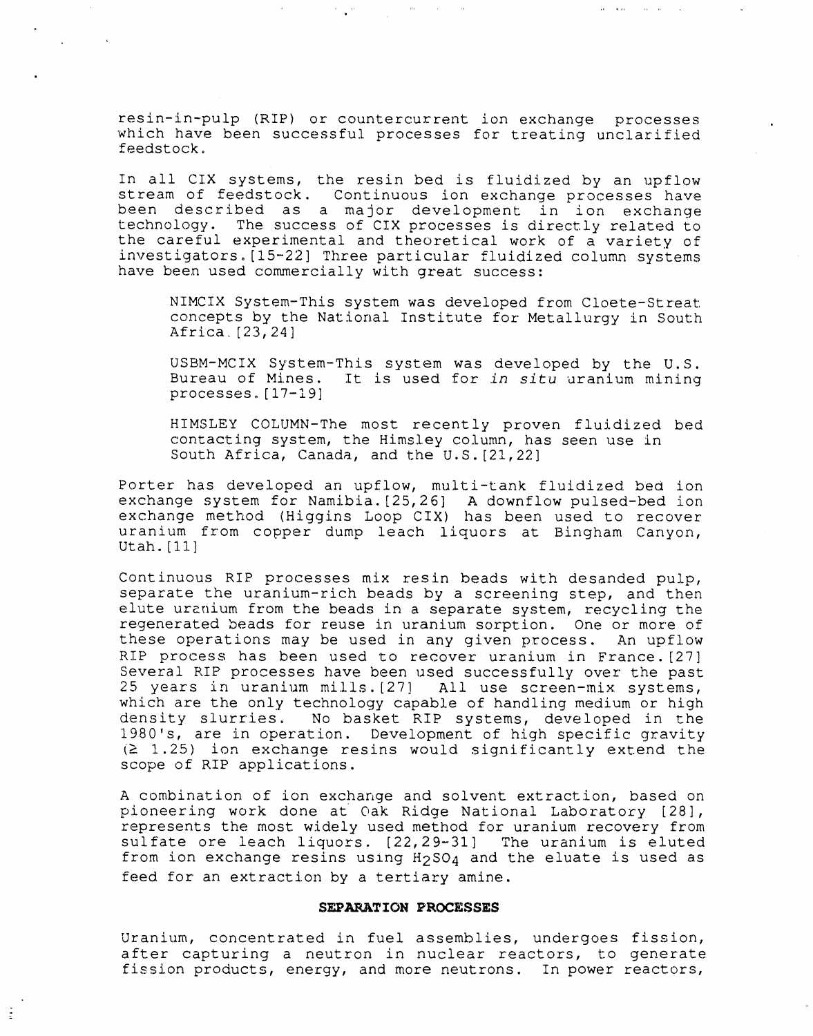resin-in-pulp (RIP) or countercurrent ion exchange processes which have been successful processes for treating unclarified feedstock.

In all CIX systems, the resin bed is fluidized by an upflow stream of feedstock. Continuous ion exchange processes have been described as a major development in ion exchange technology. The success of CIX processes is directly related to the careful experimental and theoretical work of a variety of investigators.[15-22] Three particular fluidized column systems have been used commercially with great success:

> NIMCIX System-This system was developed from Cloete-Streat concepts by the National Institute for Metallurgy in South Africa.[23,24]
>
> USBM-MCIX System-This system was developed by the U.S. Bureau of Mines. It is used for *in situ* uranium mining processes.[17-19]
>
> HIMSLEY COLUMN-The most recently proven fluidized bed contacting system, the Himsley column, has seen use in South Africa, Canada, and the U.S.[21,22]

Porter has developed an upflow, multi-tank fluidized bed ion exchange system for Namibia.[25,26] A downflow pulsed-bed ion exchange method (Higgins Loop CIX) has been used to recover uranium from copper dump leach liquors at Bingham Canyon, Utah.[11]

Continuous RIP processes mix resin beads with desanded pulp, separate the uranium-rich beads by a screening step, and then elute uranium from the beads in a separate system, recycling the regenerated beads for reuse in uranium sorption. One or more of these operations may be used in any given process. An upflow RIP process has been used to recover uranium in France.[27] Several RIP processes have been used successfully over the past 25 years in uranium mills.[27] All use screen-mix systems, which are the only technology capable of handling medium or high density slurries. No basket RIP systems, developed in the 1980's, are in operation. Development of high specific gravity ($\geq 1.25$) ion exchange resins would significantly extend the scope of RIP applications.

A combination of ion exchange and solvent extraction, based on pioneering work done at Oak Ridge National Laboratory [28], represents the most widely used method for uranium recovery from sulfate ore leach liquors. [22,29-31] The uranium is eluted from ion exchange resins using $H_2SO_4$ and the eluate is used as feed for an extraction by a tertiary amine.

## SEPARATION PROCESSES

Uranium, concentrated in fuel assemblies, undergoes fission, after capturing a neutron in nuclear reactors, to generate fission products, energy, and more neutrons. In power reactors,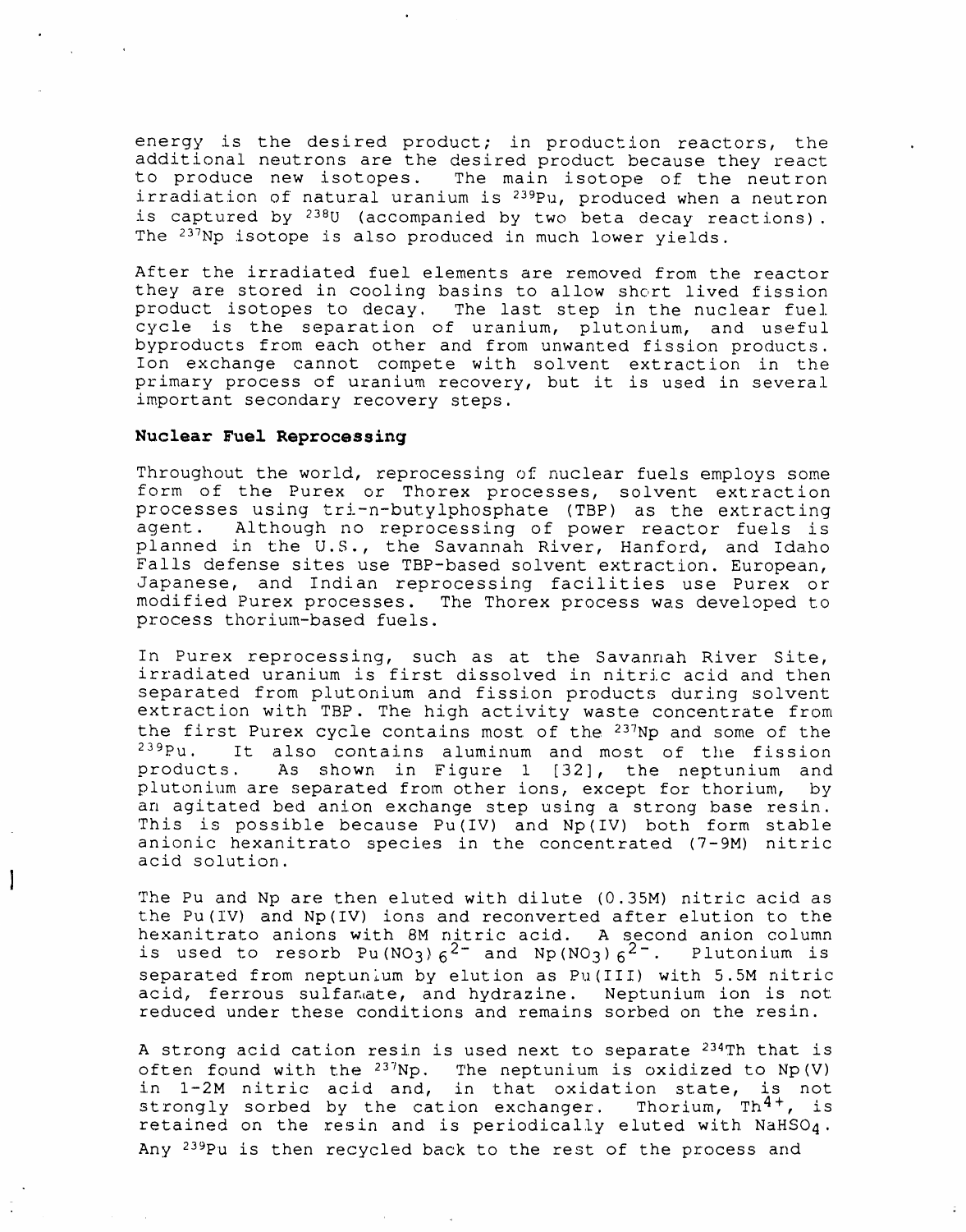energy is the desired product; in production reactors, the additional neutrons are the desired product because they react to produce new isotopes. The main isotope of the neutron irradiation of natural uranium is $^{239}Pu$, produced when a neutron is captured by $^{238}U$ (accompanied by two beta decay reactions). The $^{237}Np$ isotope is also produced in much lower yields.

After the irradiated fuel elements are removed from the reactor they are stored in cooling basins to allow short lived fission product isotopes to decay. The last step in the nuclear fuel cycle is the separation of uranium, plutonium, and useful byproducts from each other and from unwanted fission products. Ion exchange cannot compete with solvent extraction in the primary process of uranium recovery, but it is used in several important secondary recovery steps.

**Nuclear Fuel Reprocessing**

Throughout the world, reprocessing of nuclear fuels employs some form of the Purex or Thorex processes, solvent extraction processes using tri-n-butylphosphate (TBP) as the extracting agent. Although no reprocessing of power reactor fuels is planned in the U.S., the Savannah River, Hanford, and Idaho Falls defense sites use TBP-based solvent extraction. European, Japanese, and Indian reprocessing facilities use Purex or modified Purex processes. The Thorex process was developed to process thorium-based fuels.

In Purex reprocessing, such as at the Savannah River Site, irradiated uranium is first dissolved in nitric acid and then separated from plutonium and fission products during solvent extraction with TBP. The high activity waste concentrate from the first Purex cycle contains most of the $^{237}Np$ and some of the $^{239}Pu$. It also contains aluminum and most of the fission products. As shown in Figure 1 [32], the neptunium and plutonium are separated from other ions, except for thorium, by an agitated bed anion exchange step using a strong base resin. This is possible because Pu(IV) and Np(IV) both form stable anionic hexanitrato species in the concentrated (7-9M) nitric acid solution.

The Pu and Np are then eluted with dilute (0.35M) nitric acid as the Pu(IV) and Np(IV) ions and reconverted after elution to the hexanitrato anions with 8M nitric acid. A second anion column is used to resorb $Pu(NO_3)_6^{2-}$ and $Np(NO_3)_6^{2-}$. Plutonium is separated from neptunium by elution as Pu(III) with 5.5M nitric acid, ferrous sulfamate, and hydrazine. Neptunium ion is not reduced under these conditions and remains sorbed on the resin.

A strong acid cation resin is used next to separate $^{234}Th$ that is often found with the $^{237}Np$. The neptunium is oxidized to Np(V) in 1-2M nitric acid and, in that oxidation state, is not strongly sorbed by the cation exchanger. Thorium, $Th^{4+}$, is retained on the resin and is periodically eluted with $NaHSO_4$. Any $^{239}Pu$ is then recycled back to the rest of the process and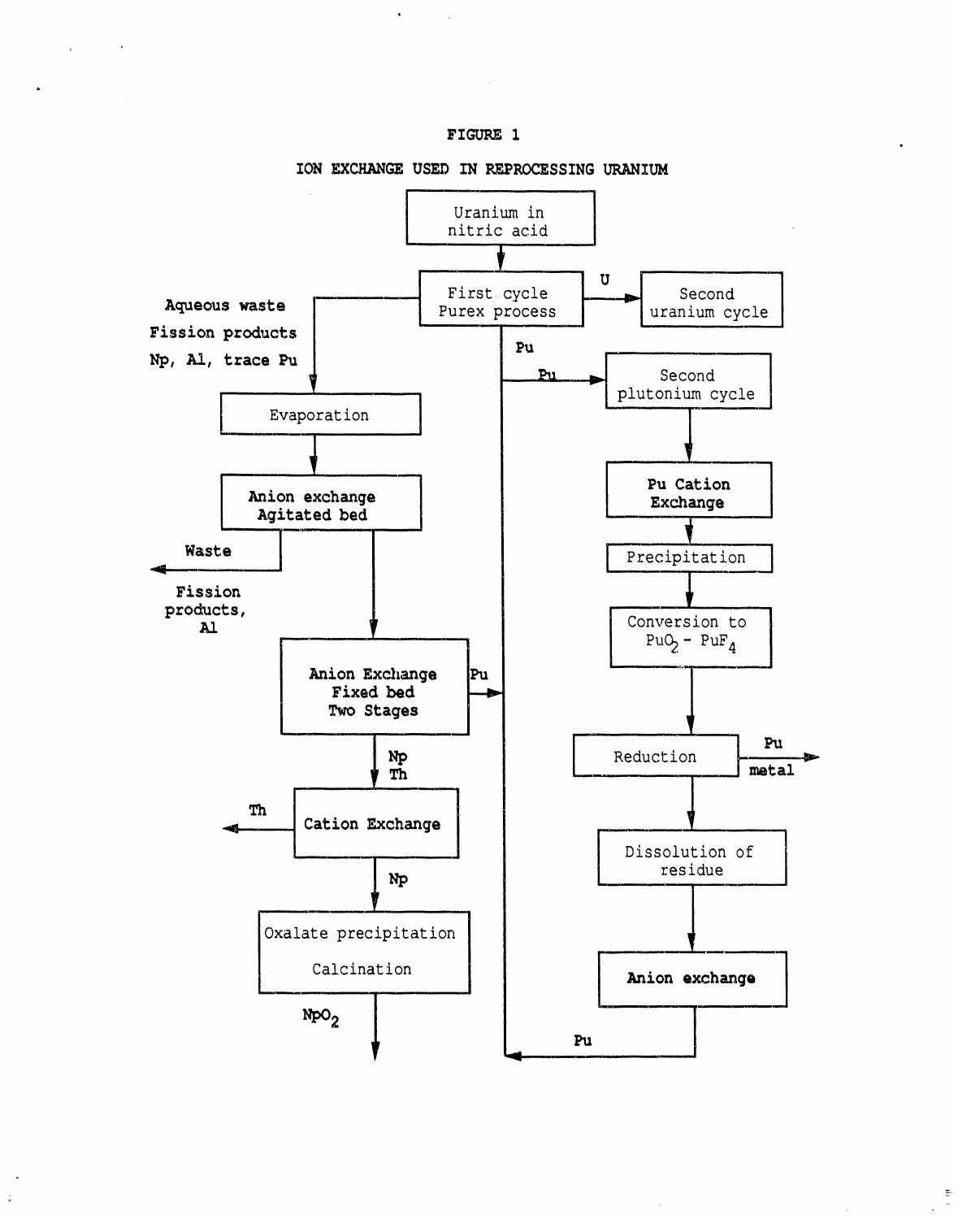**FIGURE 1**

**ION EXCHANGE USED IN REPROCESSING URANIUM**

Uranium in nitric acid

First cycle Purex process

U

Second uranium cycle

Aqueous waste

Fission products

Np, Al, trace Pu

Pu

Pu

Second plutonium cycle

Evaporation

**Pu Cation Exchange**

**Anion exchange Agitated bed**

Precipitation

Waste

Fission products, Al

Conversion to $PuO_2$ - $PuF_4$

**Anion Exchange Fixed bed Two Stages**

Pu

Np

Th

Reduction

Pu metal

Th

**Cation Exchange**

Dissolution of residue

Np

Oxalate precipitation

Calcination

**Anion exchange**

$NpO_2$

Pu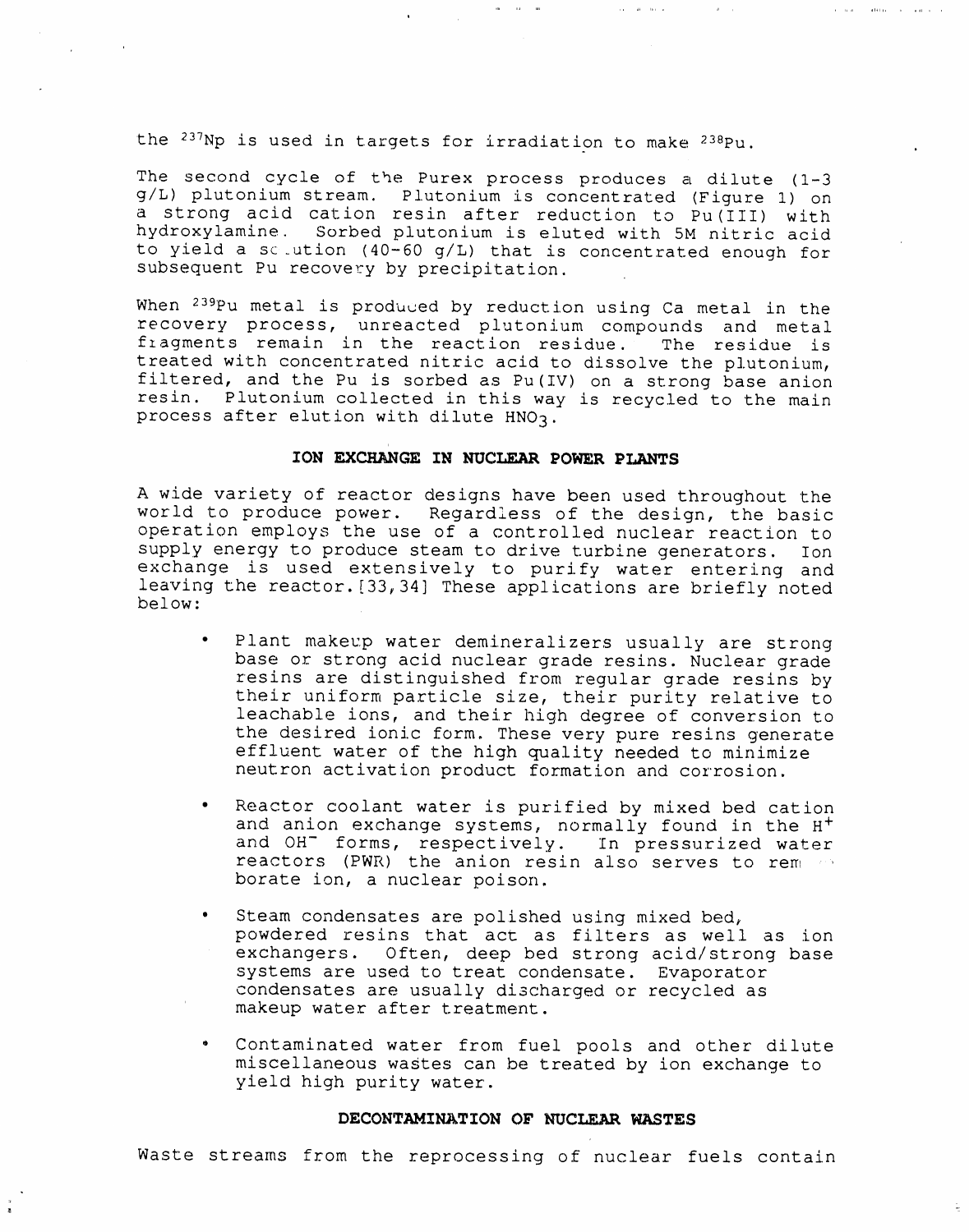the $^{237}Np$ is used in targets for irradiation to make $^{238}Pu$.

The second cycle of the Purex process produces a dilute (1-3 g/L) plutonium stream. Plutonium is concentrated (Figure 1) on a strong acid cation resin after reduction to Pu(III) with hydroxylamine. Sorbed plutonium is eluted with 5M nitric acid to yield a solution (40-60 g/L) that is concentrated enough for subsequent Pu recovery by precipitation.

When $^{239}Pu$ metal is produced by reduction using Ca metal in the recovery process, unreacted plutonium compounds and metal fragments remain in the reaction residue. The residue is treated with concentrated nitric acid to dissolve the plutonium, filtered, and the Pu is sorbed as Pu(IV) on a strong base anion resin. Plutonium collected in this way is recycled to the main process after elution with dilute $HNO_3$.

## ION EXCHANGE IN NUCLEAR POWER PLANTS

A wide variety of reactor designs have been used throughout the world to produce power. Regardless of the design, the basic operation employs the use of a controlled nuclear reaction to supply energy to produce steam to drive turbine generators. Ion exchange is used extensively to purify water entering and leaving the reactor.[33,34] These applications are briefly noted below:

- Plant makeup water demineralizers usually are strong base or strong acid nuclear grade resins. Nuclear grade resins are distinguished from regular grade resins by their uniform particle size, their purity relative to leachable ions, and their high degree of conversion to the desired ionic form. These very pure resins generate effluent water of the high quality needed to minimize neutron activation product formation and corrosion.

- Reactor coolant water is purified by mixed bed cation and anion exchange systems, normally found in the $H^+$ and $OH^-$ forms, respectively. In pressurized water reactors (PWR) the anion resin also serves to remove borate ion, a nuclear poison.

- Steam condensates are polished using mixed bed, powdered resins that act as filters as well as ion exchangers. Often, deep bed strong acid/strong base systems are used to treat condensate. Evaporator condensates are usually discharged or recycled as makeup water after treatment.

- Contaminated water from fuel pools and other dilute miscellaneous wastes can be treated by ion exchange to yield high purity water.

## DECONTAMINATION OF NUCLEAR WASTES

Waste streams from the reprocessing of nuclear fuels contain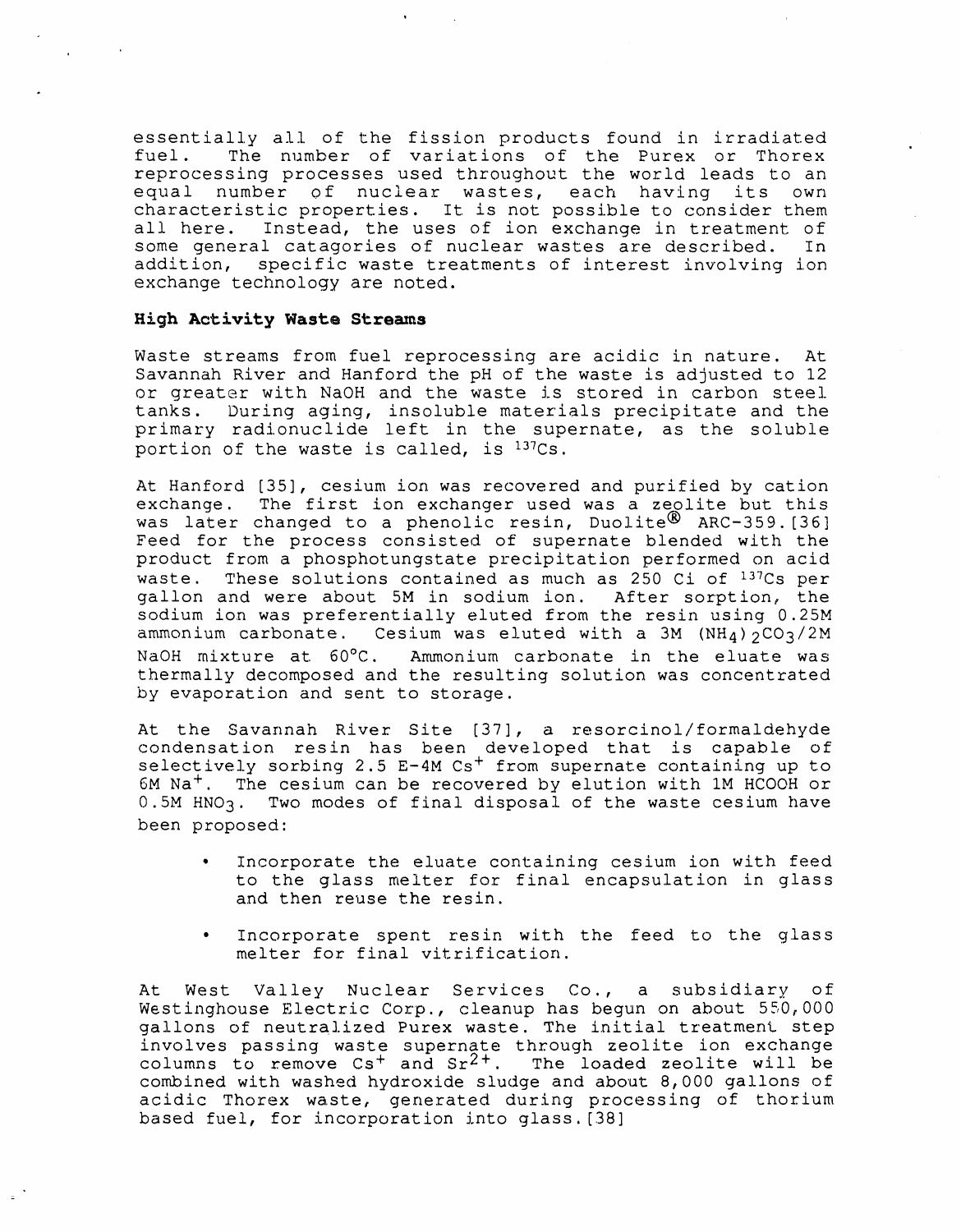essentially all of the fission products found in irradiated fuel. The number of variations of the Purex or Thorex reprocessing processes used throughout the world leads to an equal number of nuclear wastes, each having its own characteristic properties. It is not possible to consider them all here. Instead, the uses of ion exchange in treatment of some general catagories of nuclear wastes are described. In addition, specific waste treatments of interest involving ion exchange technology are noted.

**High Activity Waste Streams**

Waste streams from fuel reprocessing are acidic in nature. At Savannah River and Hanford the pH of the waste is adjusted to 12 or greater with NaOH and the waste is stored in carbon steel tanks. During aging, insoluble materials precipitate and the primary radionuclide left in the supernate, as the soluble portion of the waste is called, is $^{137}Cs$.

At Hanford [35], cesium ion was recovered and purified by cation exchange. The first ion exchanger used was a zeolite but this was later changed to a phenolic resin, Duolite® ARC-359.[36] Feed for the process consisted of supernate blended with the product from a phosphotungstate precipitation performed on acid waste. These solutions contained as much as 250 Ci of $^{137}Cs$ per gallon and were about 5M in sodium ion. After sorption, the sodium ion was preferentially eluted from the resin using 0.25M ammonium carbonate. Cesium was eluted with a 3M $(NH_4)_2CO_3$/2M NaOH mixture at 60°C. Ammonium carbonate in the eluate was thermally decomposed and the resulting solution was concentrated by evaporation and sent to storage.

At the Savannah River Site [37], a resorcinol/formaldehyde condensation resin has been developed that is capable of selectively sorbing 2.5 E-4M $Cs^+$ from supernate containing up to 6M $Na^+$. The cesium can be recovered by elution with 1M HCOOH or 0.5M $HNO_3$. Two modes of final disposal of the waste cesium have been proposed:

- Incorporate the eluate containing cesium ion with feed to the glass melter for final encapsulation in glass and then reuse the resin.
- Incorporate spent resin with the feed to the glass melter for final vitrification.

At West Valley Nuclear Services Co., a subsidiary of Westinghouse Electric Corp., cleanup has begun on about 550,000 gallons of neutralized Purex waste. The initial treatment step involves passing waste supernate through zeolite ion exchange columns to remove $Cs^+$ and $Sr^{2+}$. The loaded zeolite will be combined with washed hydroxide sludge and about 8,000 gallons of acidic Thorex waste, generated during processing of thorium based fuel, for incorporation into glass.[38]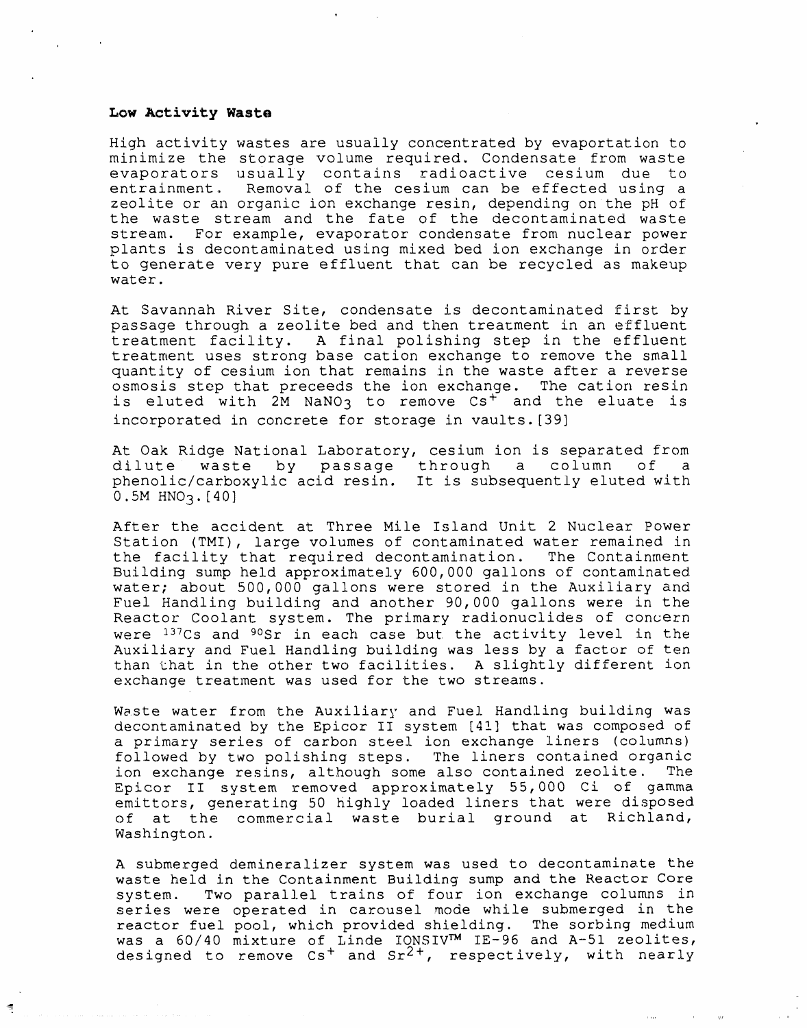**Low Activity Waste**

High activity wastes are usually concentrated by evaporation to minimize the storage volume required. Condensate from waste evaporators usually contains radioactive cesium due to entrainment. Removal of the cesium can be effected using a zeolite or an organic ion exchange resin, depending on the pH of the waste stream and the fate of the decontaminated waste stream. For example, evaporator condensate from nuclear power plants is decontaminated using mixed bed ion exchange in order to generate very pure effluent that can be recycled as makeup water.

At Savannah River Site, condensate is decontaminated first by passage through a zeolite bed and then treatment in an effluent treatment facility. A final polishing step in the effluent treatment uses strong base cation exchange to remove the small quantity of cesium ion that remains in the waste after a reverse osmosis step that preceeds the ion exchange. The cation resin is eluted with 2M $NaNO_3$ to remove $Cs^+$ and the eluate is incorporated in concrete for storage in vaults.[39]

At Oak Ridge National Laboratory, cesium ion is separated from dilute waste by passage through a column of a phenolic/carboxylic acid resin. It is subsequently eluted with 0.5M $HNO_3$.[40]

After the accident at Three Mile Island Unit 2 Nuclear Power Station (TMI), large volumes of contaminated water remained in the facility that required decontamination. The Containment Building sump held approximately 600,000 gallons of contaminated water; about 500,000 gallons were stored in the Auxiliary and Fuel Handling building and another 90,000 gallons were in the Reactor Coolant system. The primary radionuclides of concern were $^{137}Cs$ and $^{90}Sr$ in each case but the activity level in the Auxiliary and Fuel Handling building was less by a factor of ten than that in the other two facilities. A slightly different ion exchange treatment was used for the two streams.

Waste water from the Auxiliary and Fuel Handling building was decontaminated by the Epicor II system [41] that was composed of a primary series of carbon steel ion exchange liners (columns) followed by two polishing steps. The liners contained organic ion exchange resins, although some also contained zeolite. The Epicor II system removed approximately 55,000 Ci of gamma emittors, generating 50 highly loaded liners that were disposed of at the commercial waste burial ground at Richland, Washington.

A submerged demineralizer system was used to decontaminate the waste held in the Containment Building sump and the Reactor Core system. Two parallel trains of four ion exchange columns in series were operated in carousel mode while submerged in the reactor fuel pool, which provided shielding. The sorbing medium was a 60/40 mixture of Linde IONSIV™ IE-96 and A-51 zeolites, designed to remove $Cs^+$ and $Sr^{2+}$, respectively, with nearly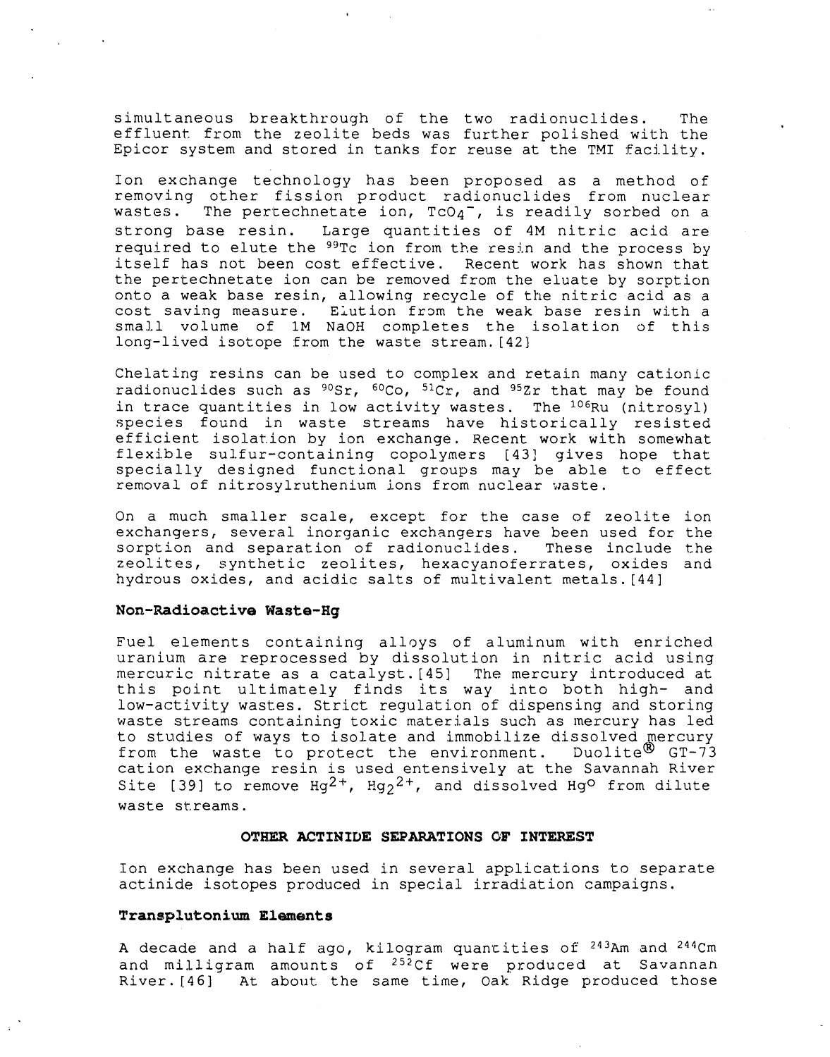simultaneous breakthrough of the two radionuclides. The effluent from the zeolite beds was further polished with the Epicor system and stored in tanks for reuse at the TMI facility.

Ion exchange technology has been proposed as a method of removing other fission product radionuclides from nuclear wastes. The pertechnetate ion, $TcO_4^-$, is readily sorbed on a strong base resin. Large quantities of 4M nitric acid are required to elute the $^{99}Tc$ ion from the resin and the process by itself has not been cost effective. Recent work has shown that the pertechnetate ion can be removed from the eluate by sorption onto a weak base resin, allowing recycle of the nitric acid as a cost saving measure. Elution from the weak base resin with a small volume of 1M NaOH completes the isolation of this long-lived isotope from the waste stream.[42]

Chelating resins can be used to complex and retain many cationic radionuclides such as $^{90}Sr$, $^{60}Co$, $^{51}Cr$, and $^{95}Zr$ that may be found in trace quantities in low activity wastes. The $^{106}Ru$ (nitrosyl) species found in waste streams have historically resisted efficient isolation by ion exchange. Recent work with somewhat flexible sulfur-containing copolymers [43] gives hope that specially designed functional groups may be able to effect removal of nitrosylruthenium ions from nuclear waste.

On a much smaller scale, except for the case of zeolite ion exchangers, several inorganic exchangers have been used for the sorption and separation of radionuclides. These include the zeolites, synthetic zeolites, hexacyanoferrates, oxides and hydrous oxides, and acidic salts of multivalent metals.[44]

### Non-Radioactive Waste-Hg

Fuel elements containing alloys of aluminum with enriched uranium are reprocessed by dissolution in nitric acid using mercuric nitrate as a catalyst.[45] The mercury introduced at this point ultimately finds its way into both high- and low-activity wastes. Strict regulation of dispensing and storing waste streams containing toxic materials such as mercury has led to studies of ways to isolate and immobilize dissolved mercury from the waste to protect the environment. Duolite® GT-73 cation exchange resin is used extensively at the Savannah River Site [39] to remove $Hg^{2+}$, $Hg_2^{2+}$, and dissolved $Hg^0$ from dilute waste streams.

## OTHER ACTINIDE SEPARATIONS OF INTEREST

Ion exchange has been used in several applications to separate actinide isotopes produced in special irradiation campaigns.

### Transplutonium Elements

A decade and a half ago, kilogram quantities of $^{243}Am$ and $^{244}Cm$ and milligram amounts of $^{252}Cf$ were produced at Savannah River.[46] At about the same time, Oak Ridge produced those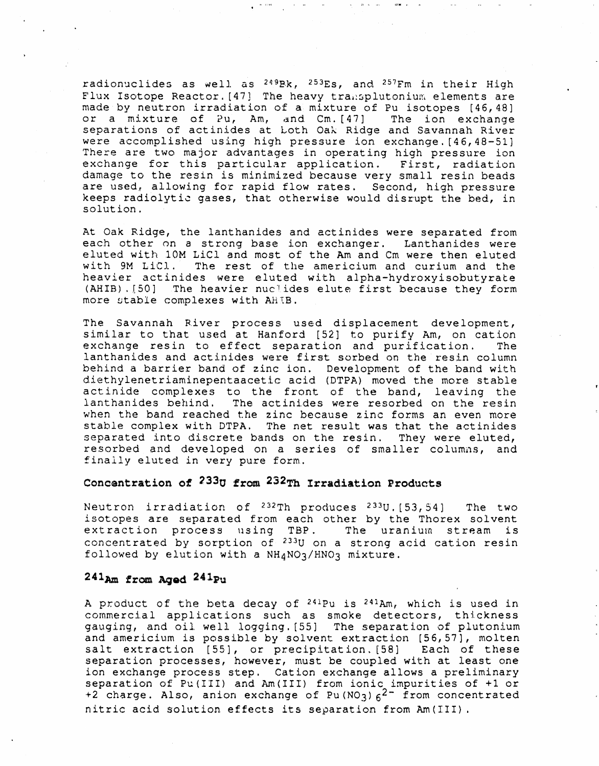radionuclides as well as $^{249}Bk$, $^{253}Es$, and $^{257}Fm$ in their High Flux Isotope Reactor.[47] The heavy transplutonium elements are made by neutron irradiation of a mixture of Pu isotopes [46,48] or a mixture of Pu, Am, and Cm.[47] The ion exchange separations of actinides at both Oak Ridge and Savannah River were accomplished using high pressure ion exchange.[46,48-51] There are two major advantages in operating high pressure ion exchange for this particular application. First, radiation damage to the resin is minimized because very small resin beads are used, allowing for rapid flow rates. Second, high pressure keeps radiolytic gases, that otherwise would disrupt the bed, in solution.

At Oak Ridge, the lanthanides and actinides were separated from each other on a strong base ion exchanger. Lanthanides were eluted with 10M LiCl and most of the Am and Cm were then eluted with 9M LiCl. The rest of the americium and curium and the heavier actinides were eluted with alpha-hydroxyisobutyrate (AHIB).[50] The heavier nuclides elute first because they form more stable complexes with AHIB.

The Savannah River process used displacement development, similar to that used at Hanford [52] to purify Am, on cation exchange resin to effect separation and purification. The lanthanides and actinides were first sorbed on the resin column behind a barrier band of zinc ion. Development of the band with diethylenetriaminepentaacetic acid (DTPA) moved the more stable actinide complexes to the front of the band, leaving the lanthanides behind. The actinides were resorbed on the resin when the band reached the zinc because zinc forms an even more stable complex with DTPA. The net result was that the actinides separated into discrete bands on the resin. They were eluted, resorbed and developed on a series of smaller columns, and finally eluted in very pure form.

## Concentration of $^{233}U$ from $^{232}Th$ Irradiation Products

Neutron irradiation of $^{232}Th$ produces $^{233}U$.[53,54] The two isotopes are separated from each other by the Thorex solvent extraction process using TBP. The uranium stream is concentrated by sorption of $^{233}U$ on a strong acid cation resin followed by elution with a $NH_4NO_3/HNO_3$ mixture.

## $^{241}Am$ from Aged $^{241}Pu$

A product of the beta decay of $^{241}Pu$ is $^{241}Am$, which is used in commercial applications such as smoke detectors, thickness gauging, and oil well logging.[55] The separation of plutonium and americium is possible by solvent extraction [56,57], molten salt extraction [55], or precipitation.[58] Each of these separation processes, however, must be coupled with at least one ion exchange process step. Cation exchange allows a preliminary separation of Pu(III) and Am(III) from ionic impurities of +1 or +2 charge. Also, anion exchange of $Pu(NO_3)_6^{2-}$ from concentrated nitric acid solution effects its separation from Am(III).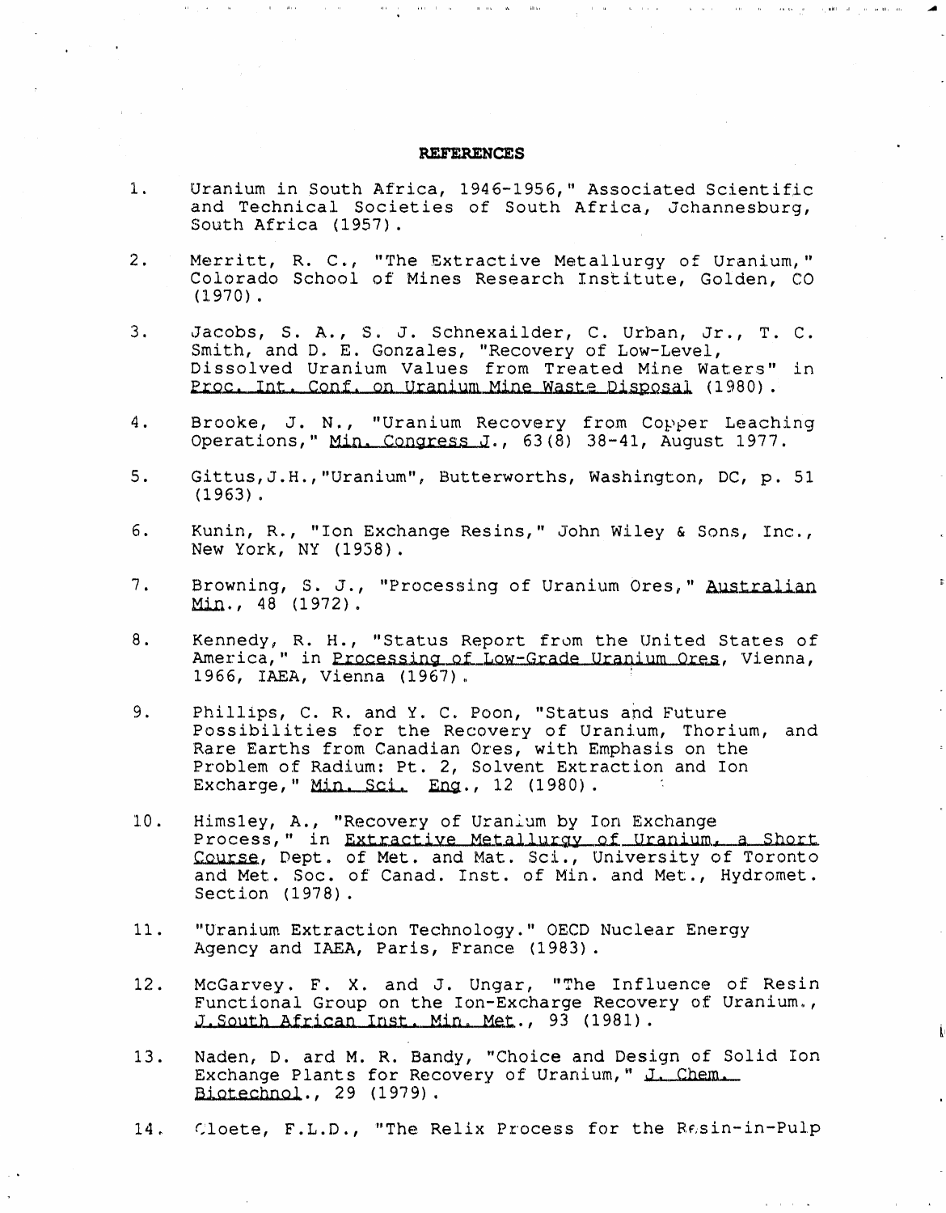## REFERENCES

1. Uranium in South Africa, 1946-1956," Associated Scientific and Technical Societies of South Africa, Johannesburg, South Africa (1957).

2. Merritt, R. C., "The Extractive Metallurgy of Uranium," Colorado School of Mines Research Institute, Golden, CO (1970).

3. Jacobs, S. A., S. J. Schnexailder, C. Urban, Jr., T. C. Smith, and D. E. Gonzales, "Recovery of Low-Level, Dissolved Uranium Values from Treated Mine Waters" in Proc. Int. Conf. on Uranium Mine Waste Disposal (1980).

4. Brooke, J. N., "Uranium Recovery from Copper Leaching Operations," Min. Congress J., 63(8) 38-41, August 1977.

5. Gittus,J.H.,"Uranium", Butterworths, Washington, DC, p. 51 (1963).

6. Kunin, R., "Ion Exchange Resins," John Wiley & Sons, Inc., New York, NY (1958).

7. Browning, S. J., "Processing of Uranium Ores," Australian Min., 48 (1972).

8. Kennedy, R. H., "Status Report from the United States of America," in Processing of Low-Grade Uranium Ores, Vienna, 1966, IAEA, Vienna (1967).

9. Phillips, C. R. and Y. C. Poon, "Status and Future Possibilities for the Recovery of Uranium, Thorium, and Rare Earths from Canadian Ores, with Emphasis on the Problem of Radium: Pt. 2, Solvent Extraction and Ion Excharge," Min. Sci. Eng., 12 (1980).

10. Himsley, A., "Recovery of Uranium by Ion Exchange Process," in Extractive Metallurgy of Uranium, a Short Course, Dept. of Met. and Mat. Sci., University of Toronto and Met. Soc. of Canad. Inst. of Min. and Met., Hydromet. Section (1978).

11. "Uranium Extraction Technology." OECD Nuclear Energy Agency and IAEA, Paris, France (1983).

12. McGarvey. F. X. and J. Ungar, "The Influence of Resin Functional Group on the Ion-Excharge Recovery of Uranium., J.South African Inst. Min. Met., 93 (1981).

13. Naden, D. ard M. R. Bandy, "Choice and Design of Solid Ion Exchange Plants for Recovery of Uranium," J. Chem. Biotechnol., 29 (1979).

14. Cloete, F.L.D., "The Relix Process for the Resin-in-Pulp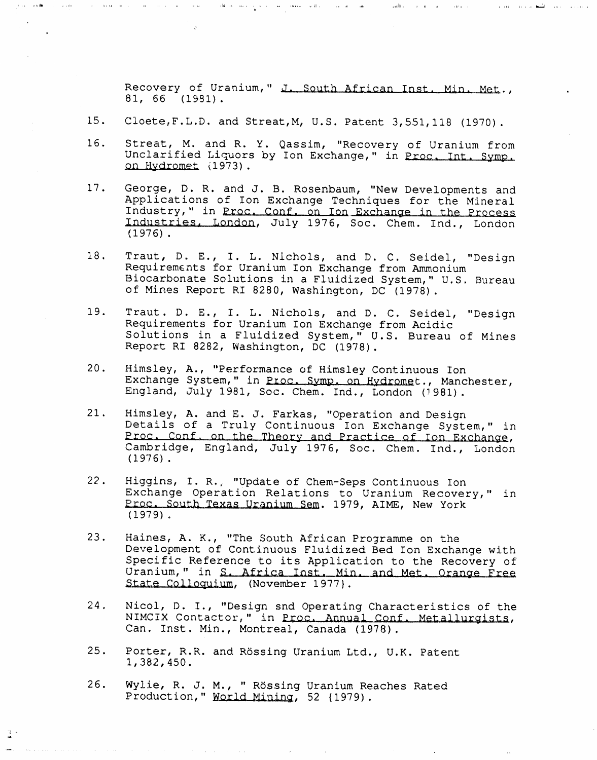Recovery of Uranium," J. South African Inst. Min. Met., 81, 66 (1981).

15. Cloete,F.L.D. and Streat,M, U.S. Patent 3,551,118 (1970).

16. Streat, M. and R. Y. Qassim, "Recovery of Uranium from Unclarified Liquors by Ion Exchange," in Proc. Int. Symp. on Hydromet (1973).

17. George, D. R. and J. B. Rosenbaum, "New Developments and Applications of Ion Exchange Techniques for the Mineral Industry," in Proc. Conf. on Ion Exchange in the Process Industries, London, July 1976, Soc. Chem. Ind., London (1976).

18. Traut, D. E., I. L. Nichols, and D. C. Seidel, "Design Requirements for Uranium Ion Exchange from Ammonium Biocarbonate Solutions in a Fluidized System," U.S. Bureau of Mines Report RI 8280, Washington, DC (1978).

19. Traut. D. E., I. L. Nichols, and D. C. Seidel, "Design Requirements for Uranium Ion Exchange from Acidic Solutions in a Fluidized System," U.S. Bureau of Mines Report RI 8282, Washington, DC (1978).

20. Himsley, A., "Performance of Himsley Continuous Ion Exchange System," in Proc. Symp. on Hydromet., Manchester, England, July 1981, Soc. Chem. Ind., London (1981).

21. Himsley, A. and E. J. Farkas, "Operation and Design Details of a Truly Continuous Ion Exchange System," in Proc. Conf. on the Theory and Practice of Ion Exchange, Cambridge, England, July 1976, Soc. Chem. Ind., London (1976).

22. Higgins, I. R., "Update of Chem-Seps Continuous Ion Exchange Operation Relations to Uranium Recovery," in Proc. South Texas Uranium Sem. 1979, AIME, New York (1979).

23. Haines, A. K., "The South African Programme on the Development of Continuous Fluidized Bed Ion Exchange with Specific Reference to its Application to the Recovery of Uranium," in S. Africa Inst. Min. and Met. Orange Free State Colloquium, (November 1977).

24. Nicol, D. I., "Design snd Operating Characteristics of the NIMCIX Contactor," in Proc. Annual Conf. Metallurgists, Can. Inst. Min., Montreal, Canada (1978).

25. Porter, R.R. and Rössing Uranium Ltd., U.K. Patent 1,382,450.

26. Wylie, R. J. M., " Rössing Uranium Reaches Rated Production," World Mining, 52 (1979).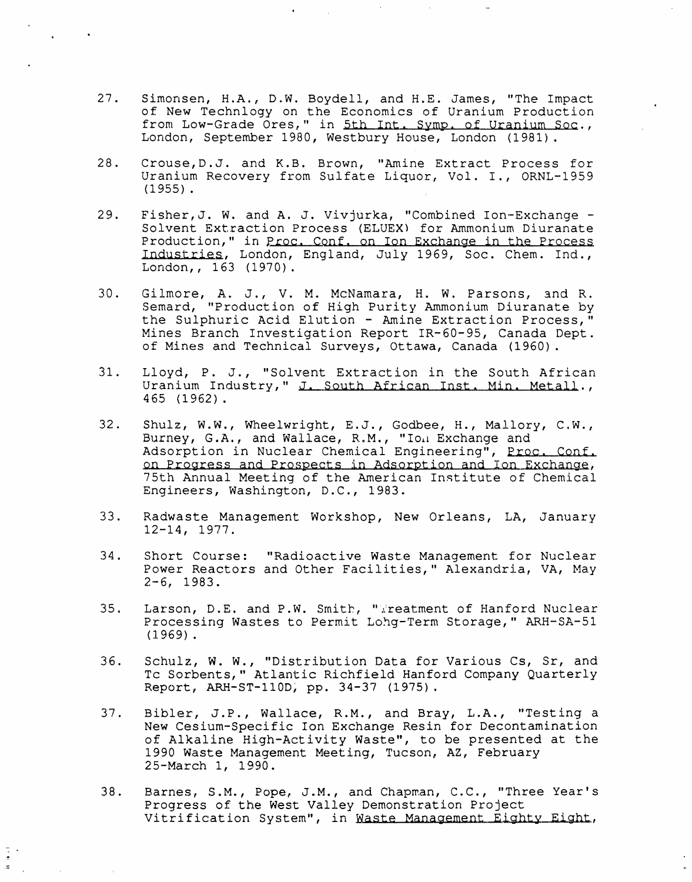27. Simonsen, H.A., D.W. Boydell, and H.E. James, "The Impact of New Technlogy on the Economics of Uranium Production from Low-Grade Ores," in 5th Int. Symp. of Uranium Soc., London, September 1980, Westbury House, London (1981).

28. Crouse,D.J. and K.B. Brown, "Amine Extract Process for Uranium Recovery from Sulfate Liquor, Vol. I., ORNL-1959 (1955).

29. Fisher,J. W. and A. J. Vivjurka, "Combined Ion-Exchange - Solvent Extraction Process (ELUEX) for Ammonium Diuranate Production," in Proc. Conf. on Ion Exchange in the Process Industries, London, England, July 1969, Soc. Chem. Ind., London,, 163 (1970).

30. Gilmore, A. J., V. M. McNamara, H. W. Parsons, and R. Semard, "Production of High Purity Ammonium Diuranate by the Sulphuric Acid Elution - Amine Extraction Process," Mines Branch Investigation Report IR-60-95, Canada Dept. of Mines and Technical Surveys, Ottawa, Canada (1960).

31. Lloyd, P. J., "Solvent Extraction in the South African Uranium Industry," J. South African Inst. Min. Metall., 465 (1962).

32. Shulz, W.W., Wheelwright, E.J., Godbee, H., Mallory, C.W., Burney, G.A., and Wallace, R.M., "Ion Exchange and Adsorption in Nuclear Chemical Engineering", Proc. Conf. on Progress and Prospects in Adsorption and Ion Exchange, 75th Annual Meeting of the American Institute of Chemical Engineers, Washington, D.C., 1983.

33. Radwaste Management Workshop, New Orleans, LA, January 12-14, 1977.

34. Short Course: "Radioactive Waste Management for Nuclear Power Reactors and Other Facilities," Alexandria, VA, May 2-6, 1983.

35. Larson, D.E. and P.W. Smith, "Treatment of Hanford Nuclear Processing Wastes to Permit Lohg-Term Storage," ARH-SA-51 (1969).

36. Schulz, W. W., "Distribution Data for Various Cs, Sr, and Tc Sorbents," Atlantic Richfield Hanford Company Quarterly Report, ARH-ST-110D, pp. 34-37 (1975).

37. Bibler, J.P., Wallace, R.M., and Bray, L.A., "Testing a New Cesium-Specific Ion Exchange Resin for Decontamination of Alkaline High-Activity Waste", to be presented at the 1990 Waste Management Meeting, Tucson, AZ, February 25-March 1, 1990.

38. Barnes, S.M., Pope, J.M., and Chapman, C.C., "Three Year's Progress of the West Valley Demonstration Project Vitrification System", in Waste Management Eighty Eight,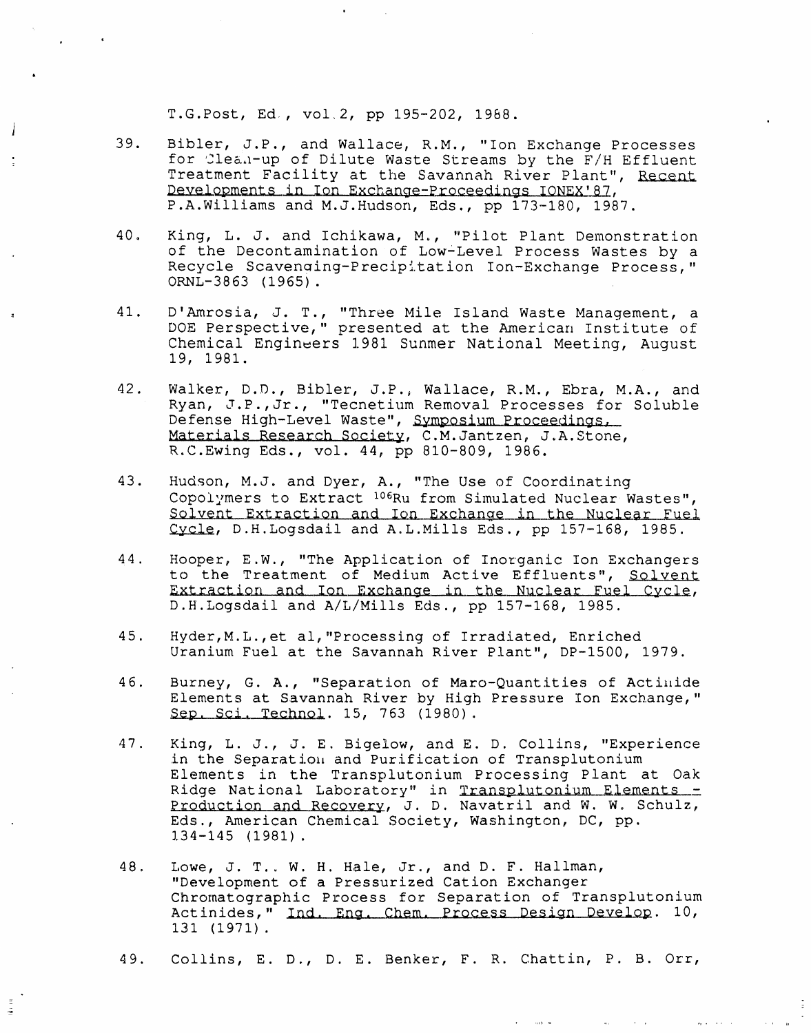T.G.Post, Ed., vol.2, pp 195-202, 1988.

39. Bibler, J.P., and Wallace, R.M., "Ion Exchange Processes for Clean-up of Dilute Waste Streams by the F/H Effluent Treatment Facility at the Savannah River Plant", Recent Developments in Ion Exchange-Proceedings IONEX'87, P.A.Williams and M.J.Hudson, Eds., pp 173-180, 1987.

40. King, L. J. and Ichikawa, M., "Pilot Plant Demonstration of the Decontamination of Low-Level Process Wastes by a Recycle Scavenging-Precipitation Ion-Exchange Process," ORNL-3863 (1965).

41. D'Amrosia, J. T., "Three Mile Island Waste Management, a DOE Perspective," presented at the American Institute of Chemical Engineers 1981 Sunmer National Meeting, August 19, 1981.

42. Walker, D.D., Bibler, J.P., Wallace, R.M., Ebra, M.A., and Ryan, J.P.,Jr., "Tecnetium Removal Processes for Soluble Defense High-Level Waste", Symposium Proceedings, Materials Research Society, C.M.Jantzen, J.A.Stone, R.C.Ewing Eds., vol. 44, pp 810-809, 1986.

43. Hudson, M.J. and Dyer, A., "The Use of Coordinating Copolymers to Extract $^{106}$Ru from Simulated Nuclear Wastes", Solvent Extraction and Ion Exchange in the Nuclear Fuel Cycle, D.H.Logsdail and A.L.Mills Eds., pp 157-168, 1985.

44. Hooper, E.W., "The Application of Inorganic Ion Exchangers to the Treatment of Medium Active Effluents", Solvent Extraction and Ion Exchange in the Nuclear Fuel Cycle, D.H.Logsdail and A/L/Mills Eds., pp 157-168, 1985.

45. Hyder,M.L.,et al,"Processing of Irradiated, Enriched Uranium Fuel at the Savannah River Plant", DP-1500, 1979.

46. Burney, G. A., "Separation of Maro-Quantities of Actinide Elements at Savannah River by High Pressure Ion Exchange," Sep. Sci. Technol. 15, 763 (1980).

47. King, L. J., J. E. Bigelow, and E. D. Collins, "Experience in the Separation and Purification of Transplutonium Elements in the Transplutonium Processing Plant at Oak Ridge National Laboratory" in Transplutonium Elements - Production and Recovery, J. D. Navatril and W. W. Schulz, Eds., American Chemical Society, Washington, DC, pp. 134-145 (1981).

48. Lowe, J. T., W. H. Hale, Jr., and D. F. Hallman, "Development of a Pressurized Cation Exchanger Chromatographic Process for Separation of Transplutonium Actinides," Ind. Eng. Chem. Process Design Develop. 10, 131 (1971).

49. Collins, E. D., D. E. Benker, F. R. Chattin, P. B. Orr,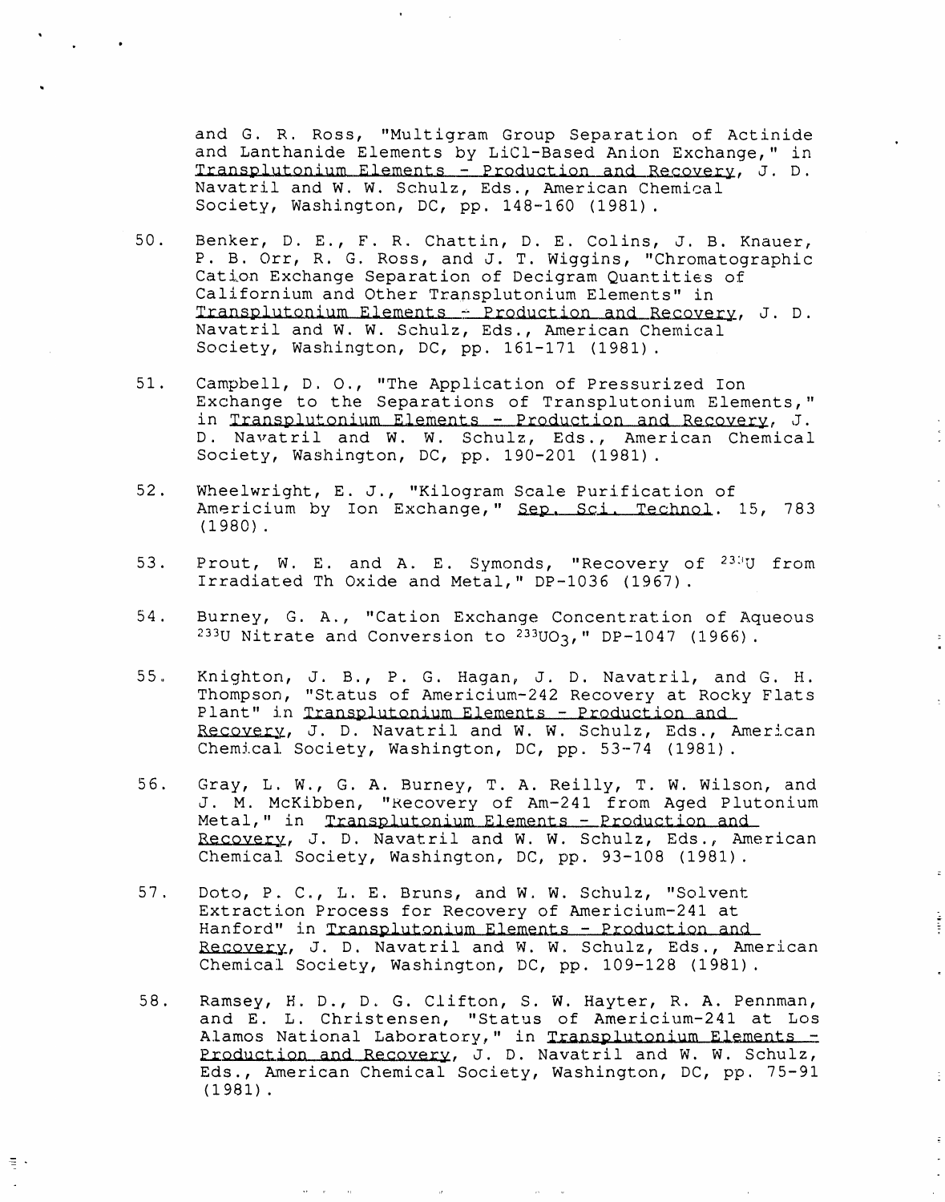and G. R. Ross, "Multigram Group Separation of Actinide and Lanthanide Elements by LiCl-Based Anion Exchange," in Transplutonium Elements - Production and Recovery, J. D. Navatril and W. W. Schulz, Eds., American Chemical Society, Washington, DC, pp. 148-160 (1981).

50. Benker, D. E., F. R. Chattin, D. E. Colins, J. B. Knauer, P. B. Orr, R. G. Ross, and J. T. Wiggins, "Chromatographic Cation Exchange Separation of Decigram Quantities of Californium and Other Transplutonium Elements" in Transplutonium Elements - Production and Recovery, J. D. Navatril and W. W. Schulz, Eds., American Chemical Society, Washington, DC, pp. 161-171 (1981).

51. Campbell, D. O., "The Application of Pressurized Ion Exchange to the Separations of Transplutonium Elements," in Transplutonium Elements - Production and Recovery, J. D. Navatril and W. W. Schulz, Eds., American Chemical Society, Washington, DC, pp. 190-201 (1981).

52. Wheelwright, E. J., "Kilogram Scale Purification of Americium by Ion Exchange," Sep. Sci. Technol. 15, 783 (1980).

53. Prout, W. E. and A. E. Symonds, "Recovery of $^{233}U$ from Irradiated Th Oxide and Metal," DP-1036 (1967).

54. Burney, G. A., "Cation Exchange Concentration of Aqueous $^{233}U$ Nitrate and Conversion to $^{233}UO_3$," DP-1047 (1966).

55. Knighton, J. B., P. G. Hagan, J. D. Navatril, and G. H. Thompson, "Status of Americium-242 Recovery at Rocky Flats Plant" in Transplutonium Elements - Production and Recovery, J. D. Navatril and W. W. Schulz, Eds., American Chemical Society, Washington, DC, pp. 53-74 (1981).

56. Gray, L. W., G. A. Burney, T. A. Reilly, T. W. Wilson, and J. M. McKibben, "Recovery of Am-241 from Aged Plutonium Metal," in Transplutonium Elements - Production and Recovery, J. D. Navatril and W. W. Schulz, Eds., American Chemical Society, Washington, DC, pp. 93-108 (1981).

57. Doto, P. C., L. E. Bruns, and W. W. Schulz, "Solvent Extraction Process for Recovery of Americium-241 at Hanford" in Transplutonium Elements - Production and Recovery, J. D. Navatril and W. W. Schulz, Eds., American Chemical Society, Washington, DC, pp. 109-128 (1981).

58. Ramsey, H. D., D. G. Clifton, S. W. Hayter, R. A. Pennman, and E. L. Christensen, "Status of Americium-241 at Los Alamos National Laboratory," in Transplutonium Elements - Production and Recovery, J. D. Navatril and W. W. Schulz, Eds., American Chemical Society, Washington, DC, pp. 75-91 (1981).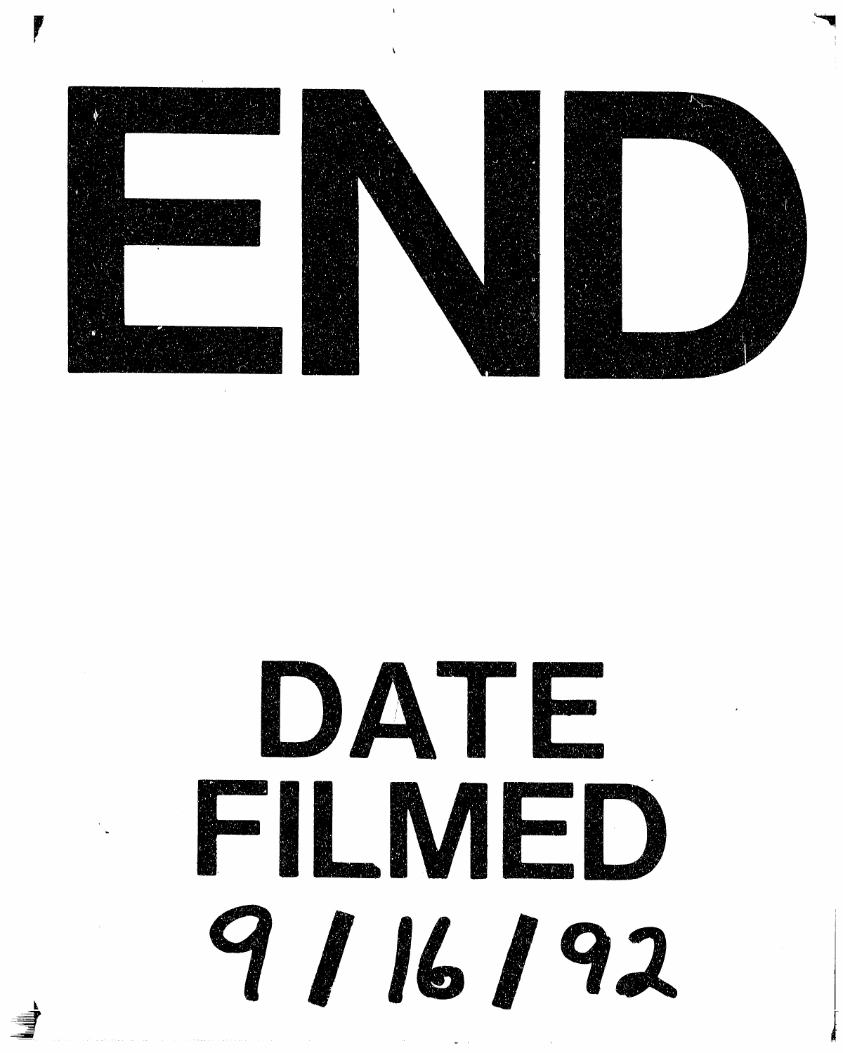# END

# DATE FILMED

9/16/92